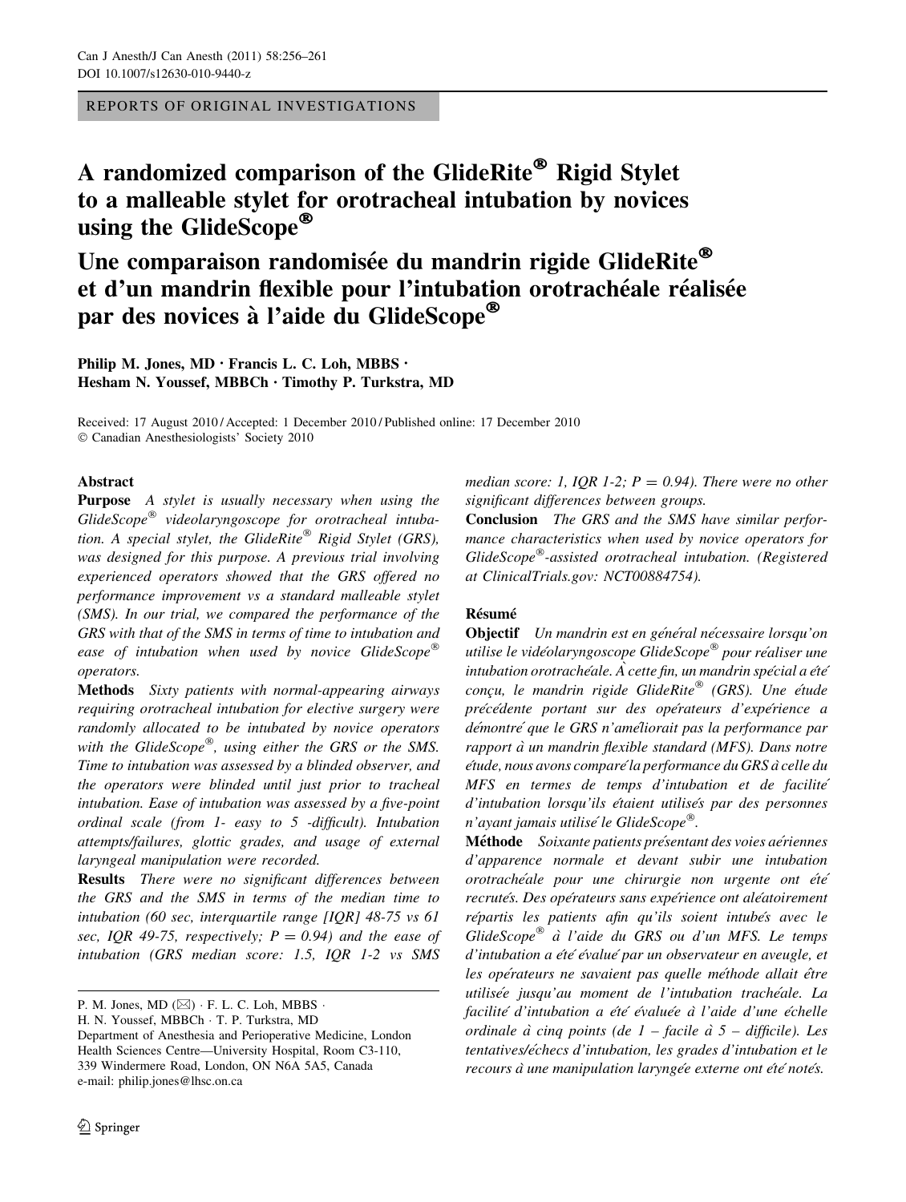REPORTS OF ORIGINAL INVESTIGATIONS

# A randomized comparison of the GlideRite® Rigid Stylet to a malleable stylet for orotracheal intubation by novices using the GlideScope®

# Une comparaison randomisée du mandrin rigide GlideRite® et d'un mandrin flexible pour l'intubation orotrachéale réalisée par des novices à l'aide du GlideScope®

**Philip M. Jones, MD · Francis L. C. Loh, MBBS · Hesham N. Youssef, MBBCh · Timothy P. Turkstra, MD**

Received: 17 August 2010 / Accepted: 1 December 2010 / Published online: 17 December 2010
© Canadian Anesthesiologists' Society 2010

## Abstract

**Purpose** *A stylet is usually necessary when using the GlideScope® videolaryngoscope for orotracheal intubation. A special stylet, the GlideRite® Rigid Stylet (GRS), was designed for this purpose. A previous trial involving experienced operators showed that the GRS offered no performance improvement vs a standard malleable stylet (SMS). In our trial, we compared the performance of the GRS with that of the SMS in terms of time to intubation and ease of intubation when used by novice GlideScope® operators.*

**Methods** *Sixty patients with normal-appearing airways requiring orotracheal intubation for elective surgery were randomly allocated to be intubated by novice operators with the GlideScope®, using either the GRS or the SMS. Time to intubation was assessed by a blinded observer, and the operators were blinded until just prior to tracheal intubation. Ease of intubation was assessed by a five-point ordinal scale (from 1- easy to 5 -difficult). Intubation attempts/failures, glottic grades, and usage of external laryngeal manipulation were recorded.*

**Results** *There were no significant differences between the GRS and the SMS in terms of the median time to intubation (60 sec, interquartile range [IQR] 48-75 vs 61 sec, IQR 49-75, respectively; P = 0.94) and the ease of intubation (GRS median score: 1.5, IQR 1-2 vs SMS median score: 1, IQR 1-2; P = 0.94). There were no other significant differences between groups.*

**Conclusion** *The GRS and the SMS have similar performance characteristics when used by novice operators for GlideScope®-assisted orotracheal intubation. (Registered at ClinicalTrials.gov: NCT00884754).*

## Résumé

**Objectif** *Un mandrin est en général nécessaire lorsqu'on utilise le vidéolaryngoscope GlideScope® pour réaliser une intubation orotrachéale. À cette fin, un mandrin spécial a été conçu, le mandrin rigide GlideRite® (GRS). Une étude précédente portant sur des opérateurs d'expérience a démontré que le GRS n'améliorait pas la performance par rapport à un mandrin flexible standard (MFS). Dans notre étude, nous avons comparé la performance du GRS à celle du MFS en termes de temps d'intubation et de facilité d'intubation lorsqu'ils étaient utilisés par des personnes n'ayant jamais utilisé le GlideScope®.*

**Méthode** *Soixante patients présentant des voies aériennes d'apparence normale et devant subir une intubation orotrachéale pour une chirurgie non urgente ont été recrutés. Des opérateurs sans expérience ont aléatoirement répartis les patients afin qu'ils soient intubés avec le GlideScope® à l'aide du GRS ou d'un MFS. Le temps d'intubation a été évalué par un observateur en aveugle, et les opérateurs ne savaient pas quelle méthode allait être utilisée jusqu'au moment de l'intubation trachéale. La facilité d'intubation a été évaluée à l'aide d'une échelle ordinale à cinq points (de 1 – facile à 5 – difficile). Les tentatives/échecs d'intubation, les grades d'intubation et le recours à une manipulation laryngée externe ont été notés.*

---

P. M. Jones, MD (✉) · F. L. C. Loh, MBBS ·
H. N. Youssef, MBBCh · T. P. Turkstra, MD
Department of Anesthesia and Perioperative Medicine, London Health Sciences Centre—University Hospital, Room C3-110, 339 Windermere Road, London, ON N6A 5A5, Canada
e-mail: philip.jones@lhsc.on.ca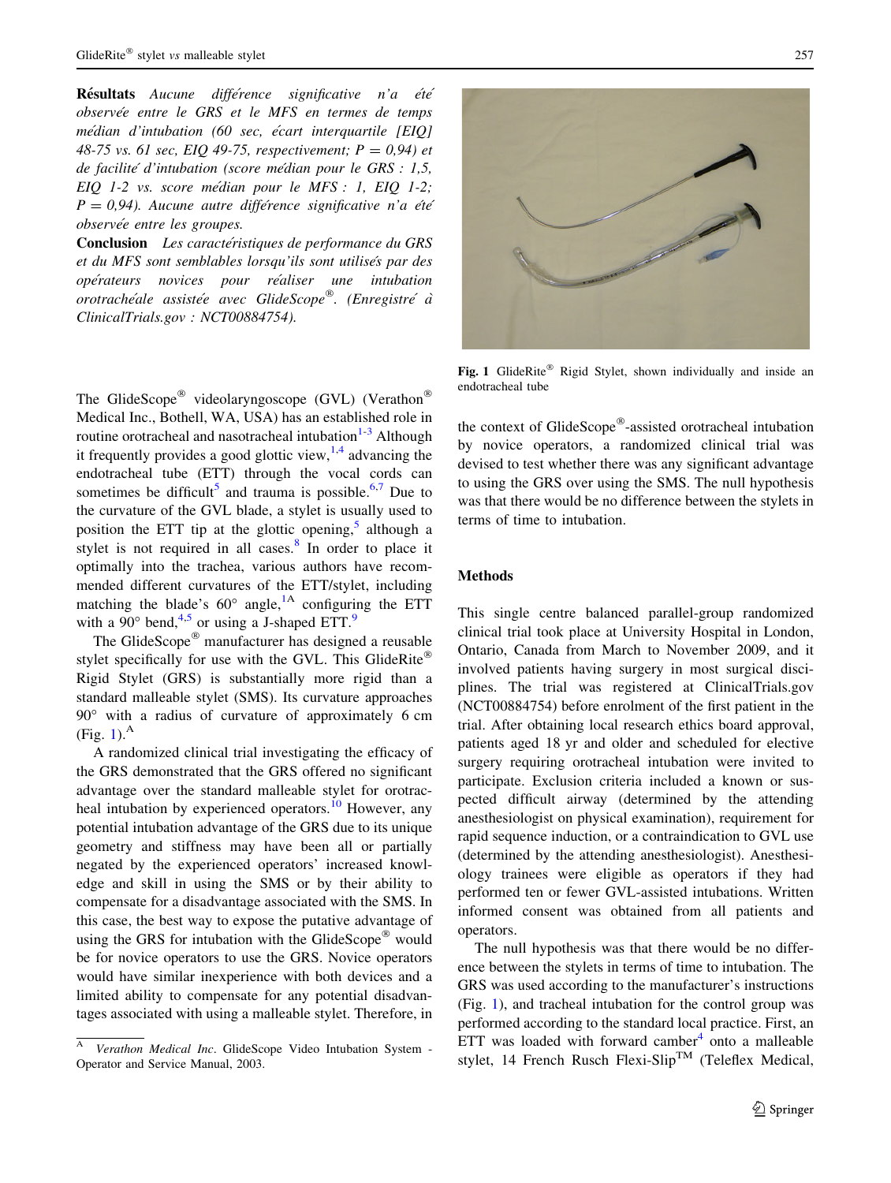**Résultats** *Aucune différence significative n'a été observée entre le GRS et le MFS en termes de temps médian d'intubation (60 sec, écart interquartile [EIQ] 48-75 vs. 61 sec, EIQ 49-75, respectivement; $P = 0,94$) et de facilité d'intubation (score médian pour le GRS : 1,5, EIQ 1-2 vs. score médian pour le MFS : 1, EIQ 1-2; $P = 0,94$). Aucune autre différence significative n'a été observée entre les groupes.*

**Conclusion** *Les caractéristiques de performance du GRS et du MFS sont semblables lorsqu'ils sont utilisés par des opérateurs novices pour réaliser une intubation orotrachéale assistée avec GlideScope®. (Enregistré à ClinicalTrials.gov : NCT00884754).*

The GlideScope® videolaryngoscope (GVL) (Verathon® Medical Inc., Bothell, WA, USA) has an established role in routine orotracheal and nasotracheal intubation[1-3] Although it frequently provides a good glottic view,[1,4] advancing the endotracheal tube (ETT) through the vocal cords can sometimes be difficult[5] and trauma is possible.[6,7] Due to the curvature of the GVL blade, a stylet is usually used to position the ETT tip at the glottic opening,[5] although a stylet is not required in all cases.[8] In order to place it optimally into the trachea, various authors have recommended different curvatures of the ETT/stylet, including matching the blade's 60° angle,[1A] configuring the ETT with a 90° bend,[4,5] or using a J-shaped ETT.[9]

The GlideScope® manufacturer has designed a reusable stylet specifically for use with the GVL. This GlideRite® Rigid Stylet (GRS) is substantially more rigid than a standard malleable stylet (SMS). Its curvature approaches 90° with a radius of curvature of approximately 6 cm (Fig. 1).[A]

A randomized clinical trial investigating the efficacy of the GRS demonstrated that the GRS offered no significant advantage over the standard malleable stylet for orotracheal intubation by experienced operators.[10] However, any potential intubation advantage of the GRS due to its unique geometry and stiffness may have been all or partially negated by the experienced operators' increased knowledge and skill in using the SMS or by their ability to compensate for a disadvantage associated with the SMS. In this case, the best way to expose the putative advantage of using the GRS for intubation with the GlideScope® would be for novice operators to use the GRS. Novice operators would have similar inexperience with both devices and a limited ability to compensate for any potential disadvantages associated with using a malleable stylet. Therefore, in the context of GlideScope®-assisted orotracheal intubation by novice operators, a randomized clinical trial was devised to test whether there was any significant advantage to using the GRS over using the SMS. The null hypothesis was that there would be no difference between the stylets in terms of time to intubation.

[A] *Verathon Medical Inc*. GlideScope Video Intubation System - Operator and Service Manual, 2003.

**Fig. 1** GlideRite® Rigid Stylet, shown individually and inside an endotracheal tube

## Methods

This single centre balanced parallel-group randomized clinical trial took place at University Hospital in London, Ontario, Canada from March to November 2009, and it involved patients having surgery in most surgical disciplines. The trial was registered at ClinicalTrials.gov (NCT00884754) before enrolment of the first patient in the trial. After obtaining local research ethics board approval, patients aged 18 yr and older and scheduled for elective surgery requiring orotracheal intubation were invited to participate. Exclusion criteria included a known or suspected difficult airway (determined by the attending anesthesiologist on physical examination), requirement for rapid sequence induction, or a contraindication to GVL use (determined by the attending anesthesiologist). Anesthesiology trainees were eligible as operators if they had performed ten or fewer GVL-assisted intubations. Written informed consent was obtained from all patients and operators.

The null hypothesis was that there would be no difference between the stylets in terms of time to intubation. The GRS was used according to the manufacturer's instructions (Fig. 1), and tracheal intubation for the control group was performed according to the standard local practice. First, an ETT was loaded with forward camber[4] onto a malleable stylet, 14 French Rusch Flexi-Slip™ (Teleflex Medical,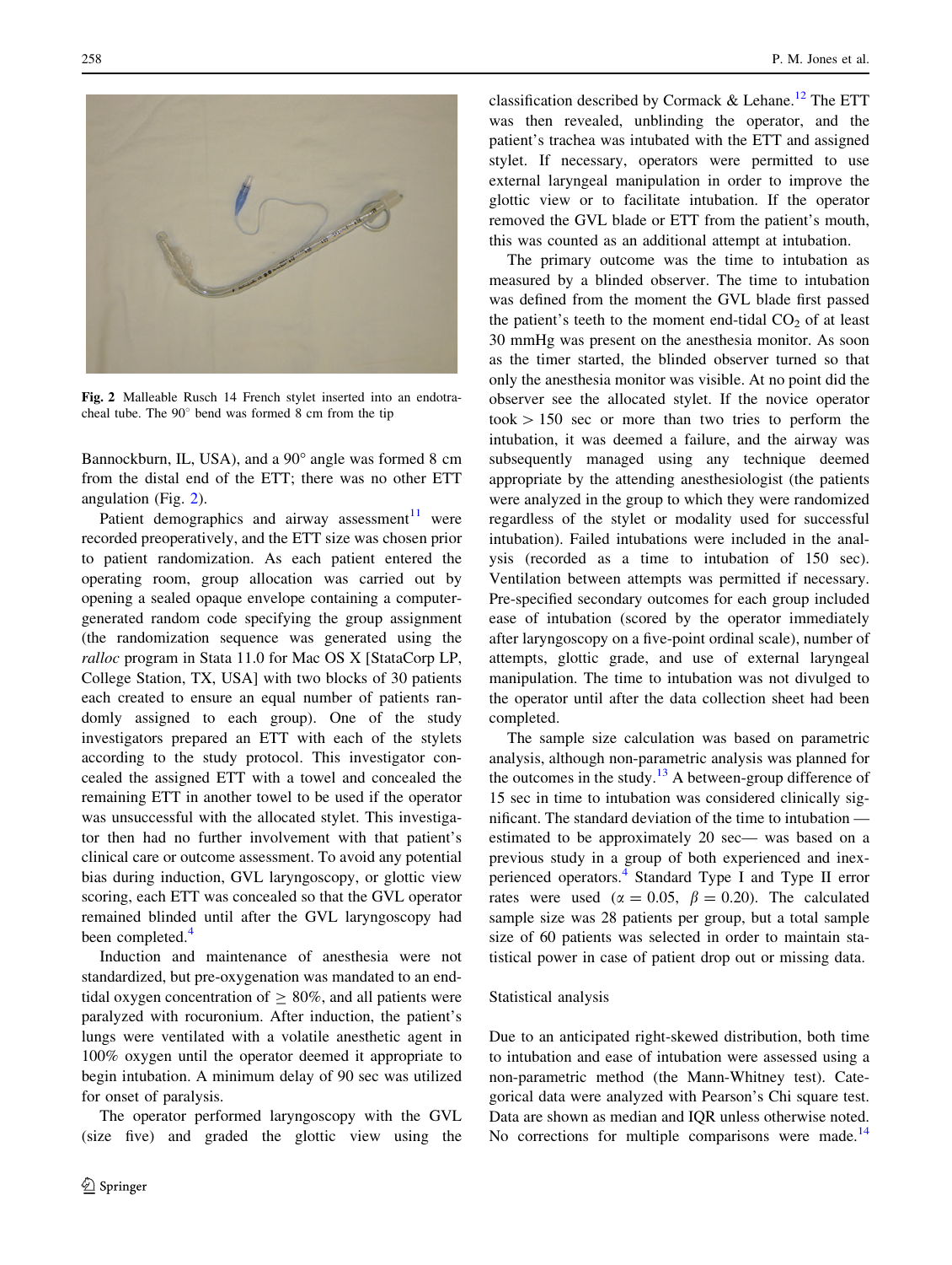Fig. 2 Malleable Rusch 14 French stylet inserted into an endotracheal tube. The 90° bend was formed 8 cm from the tip

Bannockburn, IL, USA), and a 90° angle was formed 8 cm from the distal end of the ETT; there was no other ETT angulation (Fig. 2).

Patient demographics and airway assessment[11] were recorded preoperatively, and the ETT size was chosen prior to patient randomization. As each patient entered the operating room, group allocation was carried out by opening a sealed opaque envelope containing a computer-generated random code specifying the group assignment (the randomization sequence was generated using the *ralloc* program in Stata 11.0 for Mac OS X [StataCorp LP, College Station, TX, USA] with two blocks of 30 patients each created to ensure an equal number of patients randomly assigned to each group). One of the study investigators prepared an ETT with each of the stylets according to the study protocol. This investigator concealed the assigned ETT with a towel and concealed the remaining ETT in another towel to be used if the operator was unsuccessful with the allocated stylet. This investigator then had no further involvement with that patient's clinical care or outcome assessment. To avoid any potential bias during induction, GVL laryngoscopy, or glottic view scoring, each ETT was concealed so that the GVL operator remained blinded until after the GVL laryngoscopy had been completed.[4]

Induction and maintenance of anesthesia were not standardized, but pre-oxygenation was mandated to an end-tidal oxygen concentration of $\geq$ 80%, and all patients were paralyzed with rocuronium. After induction, the patient's lungs were ventilated with a volatile anesthetic agent in 100% oxygen until the operator deemed it appropriate to begin intubation. A minimum delay of 90 sec was utilized for onset of paralysis.

The operator performed laryngoscopy with the GVL (size five) and graded the glottic view using the classification described by Cormack & Lehane.[12] The ETT was then revealed, unblinding the operator, and the patient's trachea was intubated with the ETT and assigned stylet. If necessary, operators were permitted to use external laryngeal manipulation in order to improve the glottic view or to facilitate intubation. If the operator removed the GVL blade or ETT from the patient's mouth, this was counted as an additional attempt at intubation.

The primary outcome was the time to intubation as measured by a blinded observer. The time to intubation was defined from the moment the GVL blade first passed the patient's teeth to the moment end-tidal $CO_2$ of at least 30 mmHg was present on the anesthesia monitor. As soon as the timer started, the blinded observer turned so that only the anesthesia monitor was visible. At no point did the observer see the allocated stylet. If the novice operator took > 150 sec or more than two tries to perform the intubation, it was deemed a failure, and the airway was subsequently managed using any technique deemed appropriate by the attending anesthesiologist (the patients were analyzed in the group to which they were randomized regardless of the stylet or modality used for successful intubation). Failed intubations were included in the analysis (recorded as a time to intubation of 150 sec). Ventilation between attempts was permitted if necessary. Pre-specified secondary outcomes for each group included ease of intubation (scored by the operator immediately after laryngoscopy on a five-point ordinal scale), number of attempts, glottic grade, and use of external laryngeal manipulation. The time to intubation was not divulged to the operator until after the data collection sheet had been completed.

The sample size calculation was based on parametric analysis, although non-parametric analysis was planned for the outcomes in the study.[13] A between-group difference of 15 sec in time to intubation was considered clinically significant. The standard deviation of the time to intubation — estimated to be approximately 20 sec— was based on a previous study in a group of both experienced and inexperienced operators.[4] Standard Type I and Type II error rates were used ($\alpha = 0.05$, $\beta = 0.20$). The calculated sample size was 28 patients per group, but a total sample size of 60 patients was selected in order to maintain statistical power in case of patient drop out or missing data.

## Statistical analysis

Due to an anticipated right-skewed distribution, both time to intubation and ease of intubation were assessed using a non-parametric method (the Mann-Whitney test). Categorical data were analyzed with Pearson's Chi square test. Data are shown as median and IQR unless otherwise noted. No corrections for multiple comparisons were made.[14]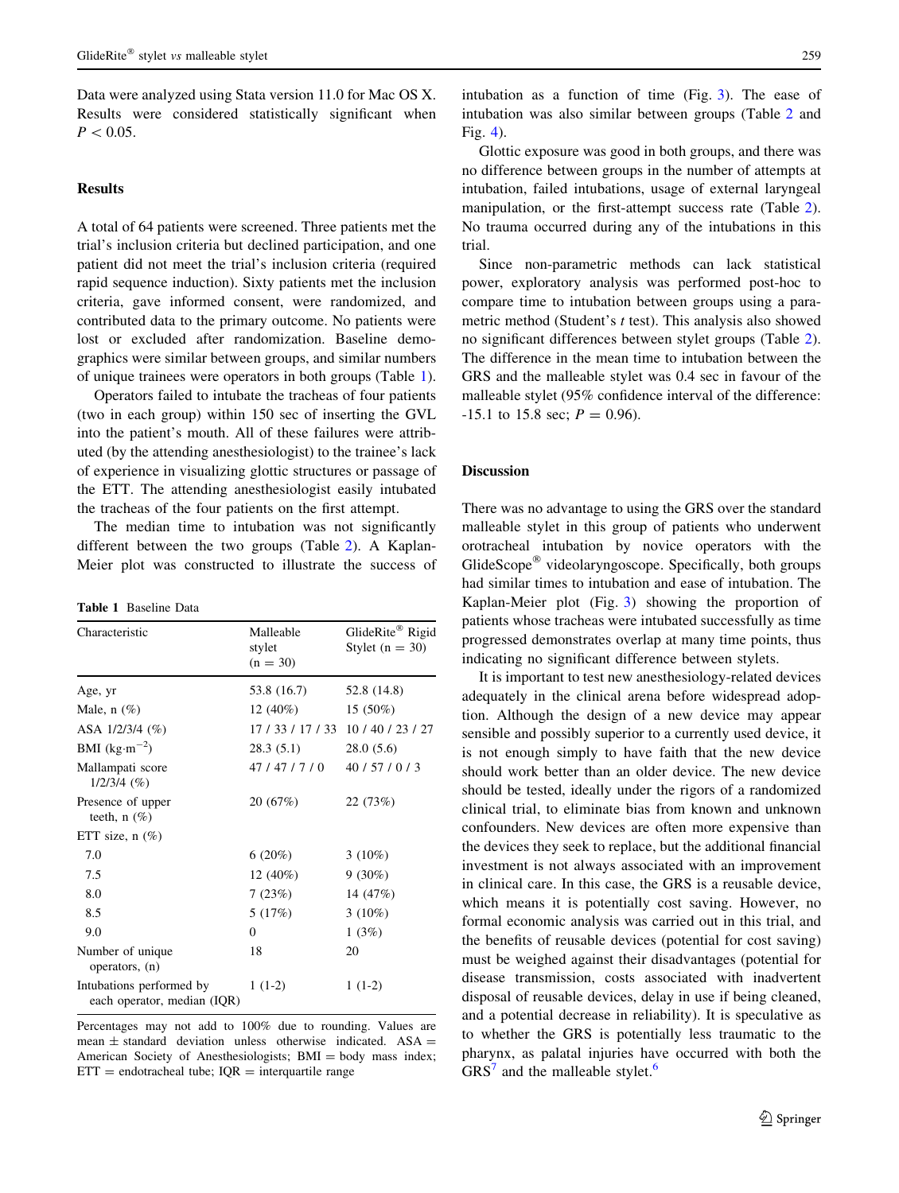Data were analyzed using Stata version 11.0 for Mac OS X. Results were considered statistically significant when $P < 0.05$.

## Results

A total of 64 patients were screened. Three patients met the trial's inclusion criteria but declined participation, and one patient did not meet the trial's inclusion criteria (required rapid sequence induction). Sixty patients met the inclusion criteria, gave informed consent, were randomized, and contributed data to the primary outcome. No patients were lost or excluded after randomization. Baseline demographics were similar between groups, and similar numbers of unique trainees were operators in both groups (Table 1).

Operators failed to intubate the tracheas of four patients (two in each group) within 150 sec of inserting the GVL into the patient's mouth. All of these failures were attributed (by the attending anesthesiologist) to the trainee's lack of experience in visualizing glottic structures or passage of the ETT. The attending anesthesiologist easily intubated the tracheas of the four patients on the first attempt.

The median time to intubation was not significantly different between the two groups (Table 2). A Kaplan-Meier plot was constructed to illustrate the success of intubation as a function of time (Fig. 3). The ease of intubation was also similar between groups (Table 2 and Fig. 4).

Glottic exposure was good in both groups, and there was no difference between groups in the number of attempts at intubation, failed intubations, usage of external laryngeal manipulation, or the first-attempt success rate (Table 2). No trauma occurred during any of the intubations in this trial.

Since non-parametric methods can lack statistical power, exploratory analysis was performed post-hoc to compare time to intubation between groups using a parametric method (Student's *t* test). This analysis also showed no significant differences between stylet groups (Table 2). The difference in the mean time to intubation between the GRS and the malleable stylet was 0.4 sec in favour of the malleable stylet (95% confidence interval of the difference: -15.1 to 15.8 sec; $P = 0.96$).

**Table 1** Baseline Data

| Characteristic | Malleable stylet (n = 30) | GlideRite® Rigid Stylet (n = 30) |
|---|---|---|
| Age, yr | 53.8 (16.7) | 52.8 (14.8) |
| Male, n (%) | 12 (40%) | 15 (50%) |
| ASA 1/2/3/4 (%) | 17 / 33 / 17 / 33 | 10 / 40 / 23 / 27 |
| BMI ($kg \cdot m^{-2}$) | 28.3 (5.1) | 28.0 (5.6) |
| Mallampati score 1/2/3/4 (%) | 47 / 47 / 7 / 0 | 40 / 57 / 0 / 3 |
| Presence of upper teeth, n (%) | 20 (67%) | 22 (73%) |
| ETT size, n (%) | | |
| 7.0 | 6 (20%) | 3 (10%) |
| 7.5 | 12 (40%) | 9 (30%) |
| 8.0 | 7 (23%) | 14 (47%) |
| 8.5 | 5 (17%) | 3 (10%) |
| 9.0 | 0 | 1 (3%) |
| Number of unique operators, (n) | 18 | 20 |
| Intubations performed by each operator, median (IQR) | 1 (1-2) | 1 (1-2) |

Percentages may not add to 100% due to rounding. Values are mean ± standard deviation unless otherwise indicated. ASA = American Society of Anesthesiologists; BMI = body mass index; ETT = endotracheal tube; IQR = interquartile range

## Discussion

There was no advantage to using the GRS over the standard malleable stylet in this group of patients who underwent orotracheal intubation by novice operators with the GlideScope® videolaryngoscope. Specifically, both groups had similar times to intubation and ease of intubation. The Kaplan-Meier plot (Fig. 3) showing the proportion of patients whose tracheas were intubated successfully as time progressed demonstrates overlap at many time points, thus indicating no significant difference between stylets.

It is important to test new anesthesiology-related devices adequately in the clinical arena before widespread adoption. Although the design of a new device may appear sensible and possibly superior to a currently used device, it is not enough simply to have faith that the new device should work better than an older device. The new device should be tested, ideally under the rigors of a randomized clinical trial, to eliminate bias from known and unknown confounders. New devices are often more expensive than the devices they seek to replace, but the additional financial investment is not always associated with an improvement in clinical care. In this case, the GRS is a reusable device, which means it is potentially cost saving. However, no formal economic analysis was carried out in this trial, and the benefits of reusable devices (potential for cost saving) must be weighed against their disadvantages (potential for disease transmission, costs associated with inadvertent disposal of reusable devices, delay in use if being cleaned, and a potential decrease in reliability). It is speculative as to whether the GRS is potentially less traumatic to the pharynx, as palatal injuries have occurred with both the GRS[7] and the malleable stylet.[6]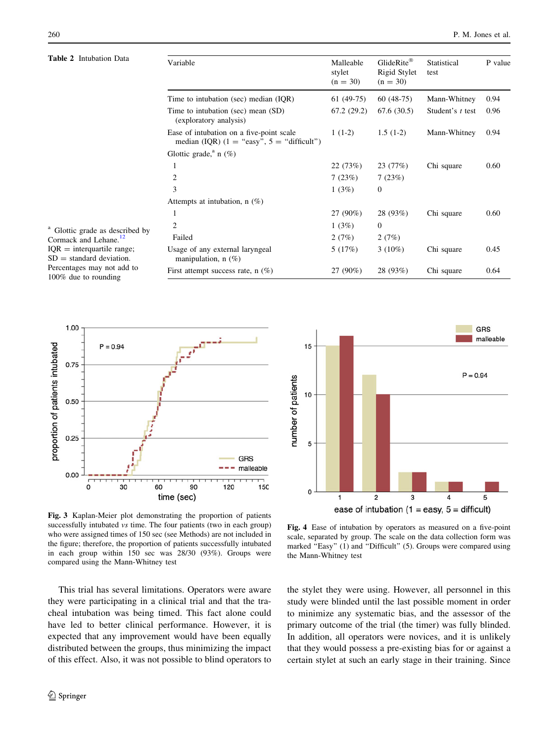**Table 2** Intubation Data

| Variable | Malleable stylet (n = 30) | GlideRite® Rigid Stylet (n = 30) | Statistical test | P value |
|---|---|---|---|---|
| Time to intubation (sec) median (IQR) | 61 (49-75) | 60 (48-75) | Mann-Whitney | 0.94 |
| Time to intubation (sec) mean (SD) (exploratory analysis) | 67.2 (29.2) | 67.6 (30.5) | Student's *t* test | 0.96 |
| Ease of intubation on a five-point scale median (IQR) (1 = "easy", 5 = "difficult") | 1 (1-2) | 1.5 (1-2) | Mann-Whitney | 0.94 |
| Glottic grade,[a] n (%) | | | | |
| 1 | 22 (73%) | 23 (77%) | Chi square | 0.60 |
| 2 | 7 (23%) | 7 (23%) | | |
| 3 | 1 (3%) | 0 | | |
| Attempts at intubation, n (%) | | | | |
| 1 | 27 (90%) | 28 (93%) | Chi square | 0.60 |
| 2 | 1 (3%) | 0 | | |
| Failed | 2 (7%) | 2 (7%) | | |
| Usage of any external laryngeal manipulation, n (%) | 5 (17%) | 3 (10%) | Chi square | 0.45 |
| First attempt success rate, n (%) | 27 (90%) | 28 (93%) | Chi square | 0.64 |

[a] Glottic grade as described by Cormack and Lehane.[12]
IQR = interquartile range; SD = standard deviation. Percentages may not add to 100% due to rounding

**Fig. 3** Kaplan-Meier plot demonstrating the proportion of patients successfully intubated *vs* time. The four patients (two in each group) who were assigned times of 150 sec (see Methods) are not included in the figure; therefore, the proportion of patients successfully intubated in each group within 150 sec was 28/30 (93%). Groups were compared using the Mann-Whitney test

**Fig. 4** Ease of intubation by operators as measured on a five-point scale, separated by group. The scale on the data collection form was marked "Easy" (1) and "Difficult" (5). Groups were compared using the Mann-Whitney test

This trial has several limitations. Operators were aware they were participating in a clinical trial and that the tracheal intubation was being timed. This fact alone could have led to better clinical performance. However, it is expected that any improvement would have been equally distributed between the groups, thus minimizing the impact of this effect. Also, it was not possible to blind operators to the stylet they were using. However, all personnel in this study were blinded until the last possible moment in order to minimize any systematic bias, and the assessor of the primary outcome of the trial (the timer) was fully blinded. In addition, all operators were novices, and it is unlikely that they would possess a pre-existing bias for or against a certain stylet at such an early stage in their training. Since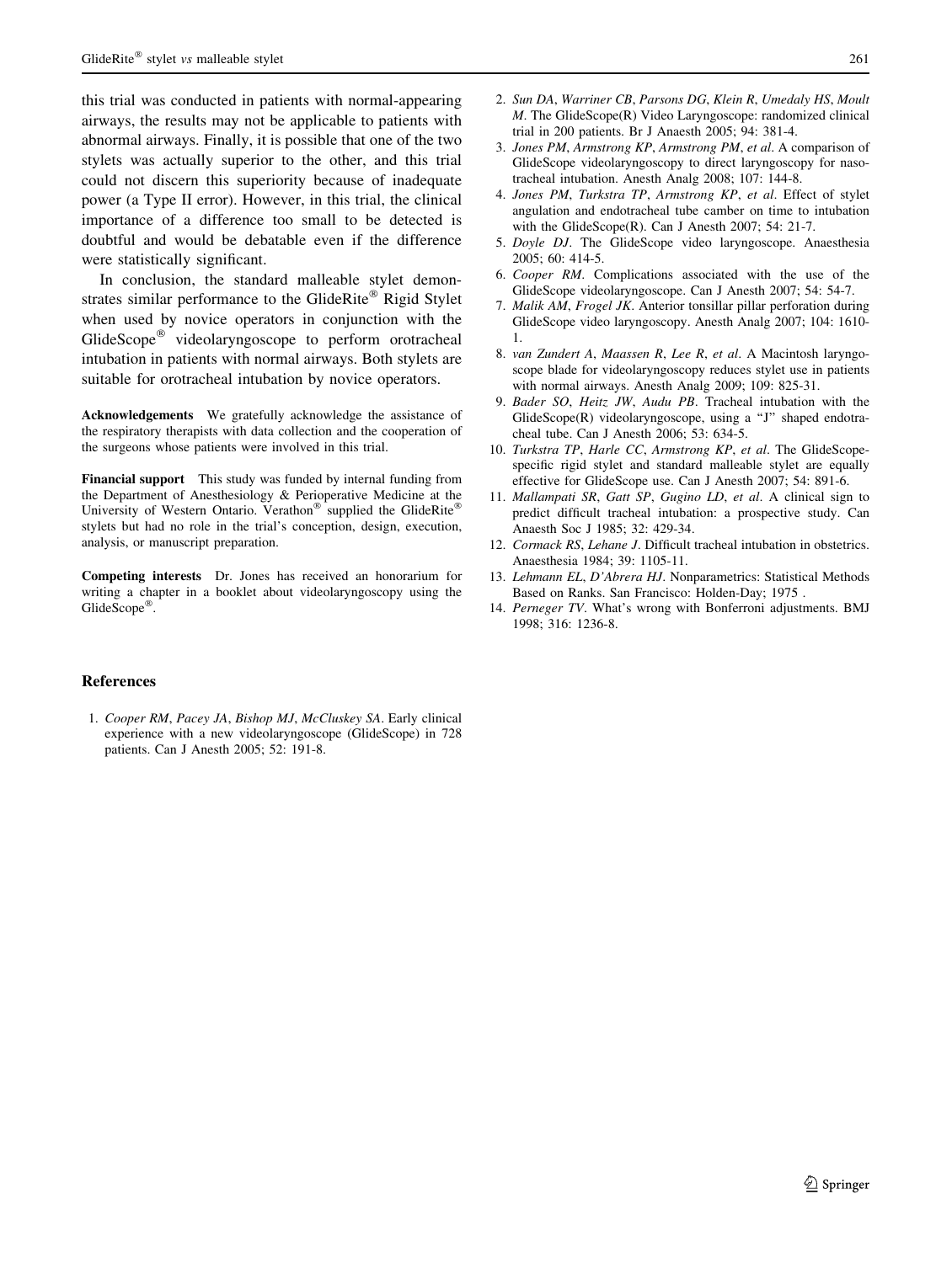this trial was conducted in patients with normal-appearing airways, the results may not be applicable to patients with abnormal airways. Finally, it is possible that one of the two stylets was actually superior to the other, and this trial could not discern this superiority because of inadequate power (a Type II error). However, in this trial, the clinical importance of a difference too small to be detected is doubtful and would be debatable even if the difference were statistically significant.

In conclusion, the standard malleable stylet demonstrates similar performance to the GlideRite® Rigid Stylet when used by novice operators in conjunction with the GlideScope® videolaryngoscope to perform orotracheal intubation in patients with normal airways. Both stylets are suitable for orotracheal intubation by novice operators.

**Acknowledgements** We gratefully acknowledge the assistance of the respiratory therapists with data collection and the cooperation of the surgeons whose patients were involved in this trial.

**Financial support** This study was funded by internal funding from the Department of Anesthesiology & Perioperative Medicine at the University of Western Ontario. Verathon® supplied the GlideRite® stylets but had no role in the trial's conception, design, execution, analysis, or manuscript preparation.

**Competing interests** Dr. Jones has received an honorarium for writing a chapter in a booklet about videolaryngoscopy using the GlideScope®.

## References

1. *Cooper RM*, *Pacey JA*, *Bishop MJ*, *McCluskey SA*. Early clinical experience with a new videolaryngoscope (GlideScope) in 728 patients. Can J Anesth 2005; 52: 191-8.
2. *Sun DA*, *Warriner CB*, *Parsons DG*, *Klein R*, *Umedaly HS*, *Moult M*. The GlideScope(R) Video Laryngoscope: randomized clinical trial in 200 patients. Br J Anaesth 2005; 94: 381-4.
3. *Jones PM*, *Armstrong KP*, *Armstrong PM*, *et al*. A comparison of GlideScope videolaryngoscopy to direct laryngoscopy for nasotracheal intubation. Anesth Analg 2008; 107: 144-8.
4. *Jones PM*, *Turkstra TP*, *Armstrong KP*, *et al*. Effect of stylet angulation and endotracheal tube camber on time to intubation with the GlideScope(R). Can J Anesth 2007; 54: 21-7.
5. *Doyle DJ*. The GlideScope video laryngoscope. Anaesthesia 2005; 60: 414-5.
6. *Cooper RM*. Complications associated with the use of the GlideScope videolaryngoscope. Can J Anesth 2007; 54: 54-7.
7. *Malik AM*, *Frogel JK*. Anterior tonsillar pillar perforation during GlideScope video laryngoscopy. Anesth Analg 2007; 104: 1610-1.
8. *van Zundert A*, *Maassen R*, *Lee R*, *et al*. A Macintosh laryngoscope blade for videolaryngoscopy reduces stylet use in patients with normal airways. Anesth Analg 2009; 109: 825-31.
9. *Bader SO*, *Heitz JW*, *Audu PB*. Tracheal intubation with the GlideScope(R) videolaryngoscope, using a "J" shaped endotracheal tube. Can J Anesth 2006; 53: 634-5.
10. *Turkstra TP*, *Harle CC*, *Armstrong KP*, *et al*. The GlideScope-specific rigid stylet and standard malleable stylet are equally effective for GlideScope use. Can J Anesth 2007; 54: 891-6.
11. *Mallampati SR*, *Gatt SP*, *Gugino LD*, *et al*. A clinical sign to predict difficult tracheal intubation: a prospective study. Can Anaesth Soc J 1985; 32: 429-34.
12. *Cormack RS*, *Lehane J*. Difficult tracheal intubation in obstetrics. Anaesthesia 1984; 39: 1105-11.
13. *Lehmann EL*, *D'Abrera HJ*. Nonparametrics: Statistical Methods Based on Ranks. San Francisco: Holden-Day; 1975 .
14. *Perneger TV*. What's wrong with Bonferroni adjustments. BMJ 1998; 316: 1236-8.